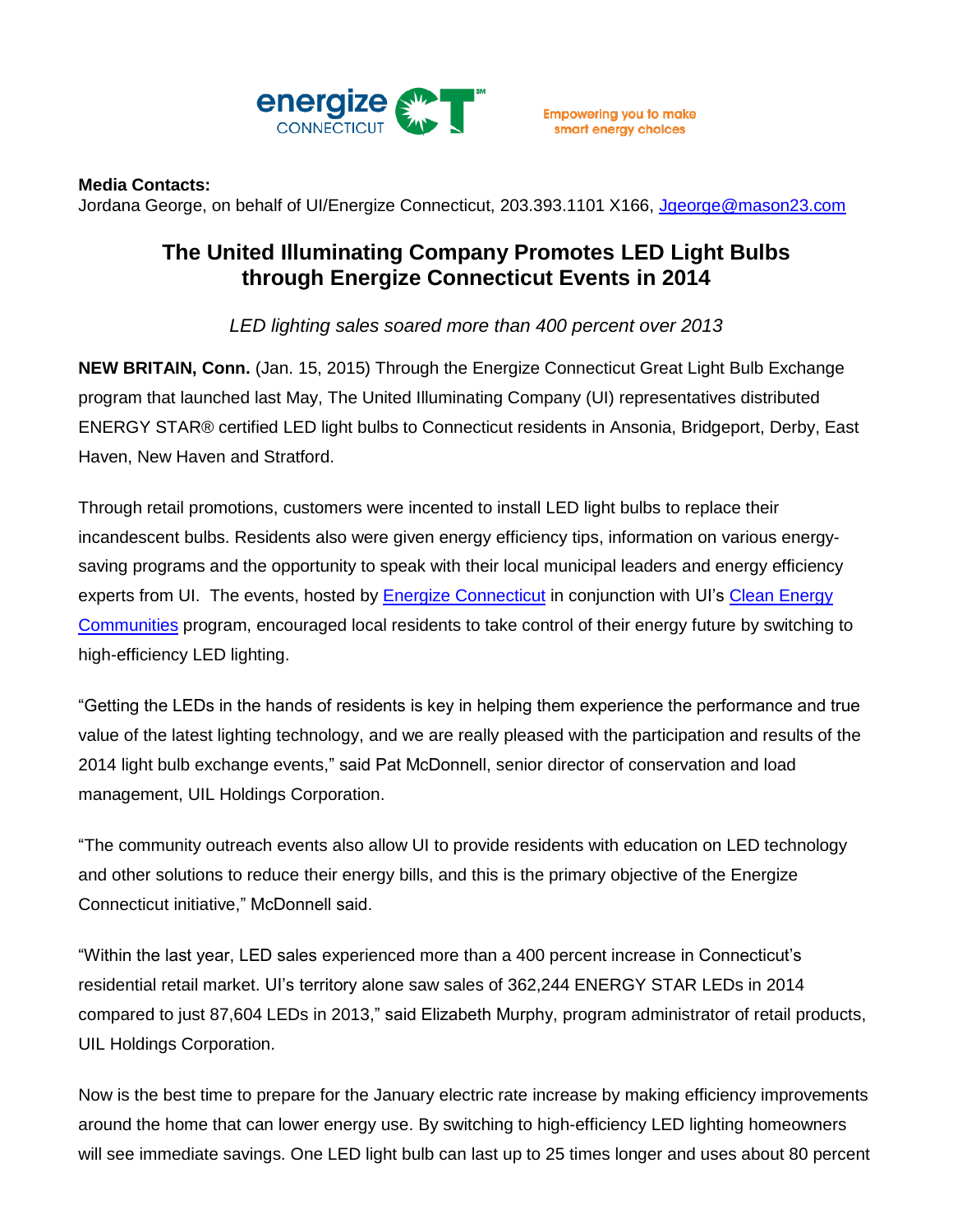energize CONNECTICUT

Empowering you to make smart energy choices

**Media Contacts:**
Jordana George, on behalf of UI/Energize Connecticut, 203.393.1101 X166, [Jgeorge@mason23.com](mailto:Jgeorge@mason23.com)

# The United Illuminating Company Promotes LED Light Bulbs through Energize Connecticut Events in 2014

*LED lighting sales soared more than 400 percent over 2013*

**NEW BRITAIN, Conn.** (Jan. 15, 2015) Through the Energize Connecticut Great Light Bulb Exchange program that launched last May, The United Illuminating Company (UI) representatives distributed ENERGY STAR® certified LED light bulbs to Connecticut residents in Ansonia, Bridgeport, Derby, East Haven, New Haven and Stratford.

Through retail promotions, customers were incented to install LED light bulbs to replace their incandescent bulbs. Residents also were given energy efficiency tips, information on various energy-saving programs and the opportunity to speak with their local municipal leaders and energy efficiency experts from UI. The events, hosted by Energize Connecticut in conjunction with UI's Clean Energy Communities program, encouraged local residents to take control of their energy future by switching to high-efficiency LED lighting.

"Getting the LEDs in the hands of residents is key in helping them experience the performance and true value of the latest lighting technology, and we are really pleased with the participation and results of the 2014 light bulb exchange events," said Pat McDonnell, senior director of conservation and load management, UIL Holdings Corporation.

"The community outreach events also allow UI to provide residents with education on LED technology and other solutions to reduce their energy bills, and this is the primary objective of the Energize Connecticut initiative," McDonnell said.

"Within the last year, LED sales experienced more than a 400 percent increase in Connecticut's residential retail market. UI's territory alone saw sales of 362,244 ENERGY STAR LEDs in 2014 compared to just 87,604 LEDs in 2013," said Elizabeth Murphy, program administrator of retail products, UIL Holdings Corporation.

Now is the best time to prepare for the January electric rate increase by making efficiency improvements around the home that can lower energy use. By switching to high-efficiency LED lighting homeowners will see immediate savings. One LED light bulb can last up to 25 times longer and uses about 80 percent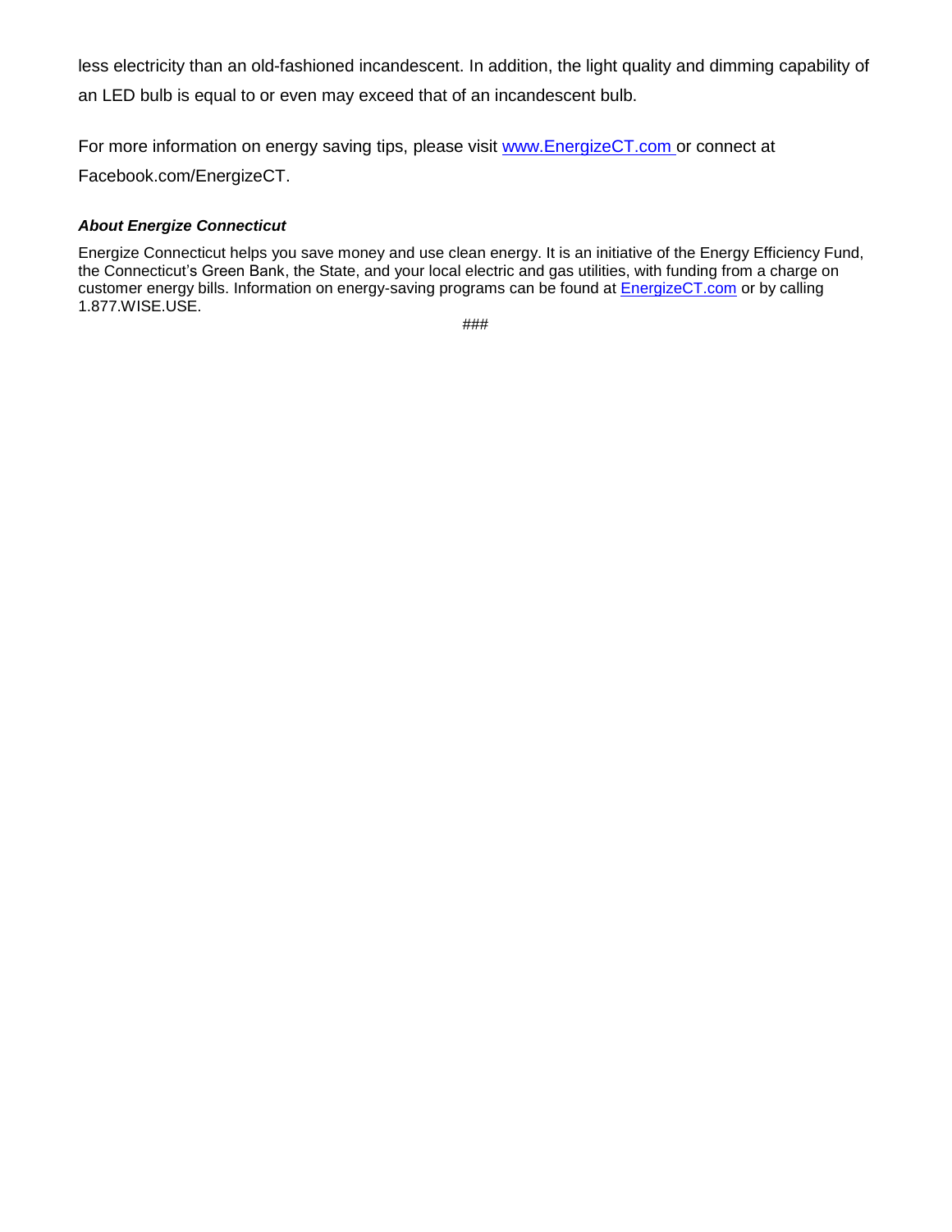less electricity than an old-fashioned incandescent. In addition, the light quality and dimming capability of an LED bulb is equal to or even may exceed that of an incandescent bulb.

For more information on energy saving tips, please visit [www.EnergizeCT.com](http://www.EnergizeCT.com) or connect at Facebook.com/EnergizeCT.

***About Energize Connecticut***

Energize Connecticut helps you save money and use clean energy. It is an initiative of the Energy Efficiency Fund, the Connecticut's Green Bank, the State, and your local electric and gas utilities, with funding from a charge on customer energy bills. Information on energy-saving programs can be found at [EnergizeCT.com](http://EnergizeCT.com) or by calling 1.877.WISE.USE.

###